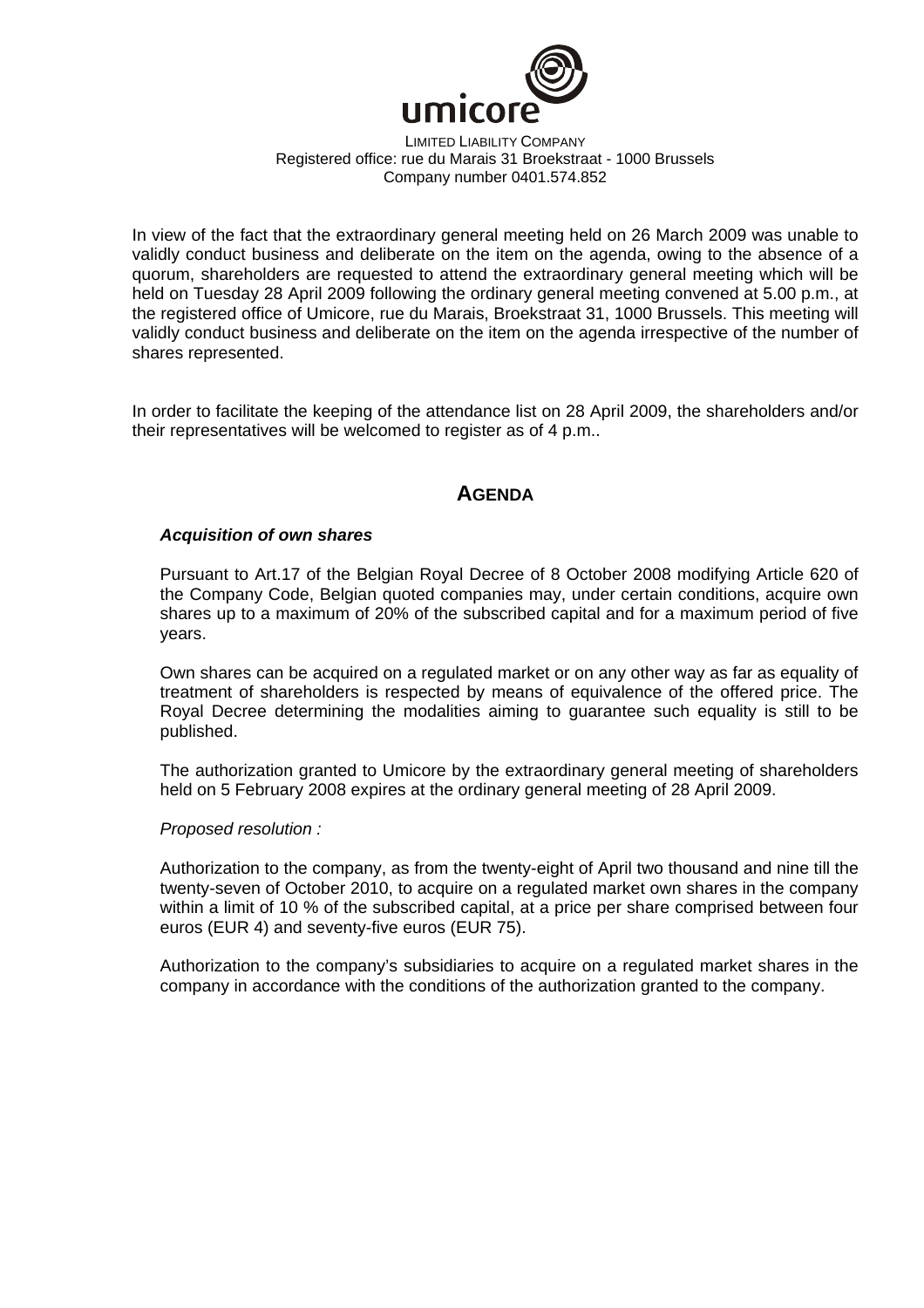umicore

LIMITED LIABILITY COMPANY
Registered office: rue du Marais 31 Broekstraat - 1000 Brussels
Company number 0401.574.852

In view of the fact that the extraordinary general meeting held on 26 March 2009 was unable to validly conduct business and deliberate on the item on the agenda, owing to the absence of a quorum, shareholders are requested to attend the extraordinary general meeting which will be held on Tuesday 28 April 2009 following the ordinary general meeting convened at 5.00 p.m., at the registered office of Umicore, rue du Marais, Broekstraat 31, 1000 Brussels. This meeting will validly conduct business and deliberate on the item on the agenda irrespective of the number of shares represented.

In order to facilitate the keeping of the attendance list on 28 April 2009, the shareholders and/or their representatives will be welcomed to register as of 4 p.m..

## AGENDA

***Acquisition of own shares***

Pursuant to Art.17 of the Belgian Royal Decree of 8 October 2008 modifying Article 620 of the Company Code, Belgian quoted companies may, under certain conditions, acquire own shares up to a maximum of 20% of the subscribed capital and for a maximum period of five years.

Own shares can be acquired on a regulated market or on any other way as far as equality of treatment of shareholders is respected by means of equivalence of the offered price. The Royal Decree determining the modalities aiming to guarantee such equality is still to be published.

The authorization granted to Umicore by the extraordinary general meeting of shareholders held on 5 February 2008 expires at the ordinary general meeting of 28 April 2009.

*Proposed resolution :*

Authorization to the company, as from the twenty-eight of April two thousand and nine till the twenty-seven of October 2010, to acquire on a regulated market own shares in the company within a limit of 10 % of the subscribed capital, at a price per share comprised between four euros (EUR 4) and seventy-five euros (EUR 75).

Authorization to the company's subsidiaries to acquire on a regulated market shares in the company in accordance with the conditions of the authorization granted to the company.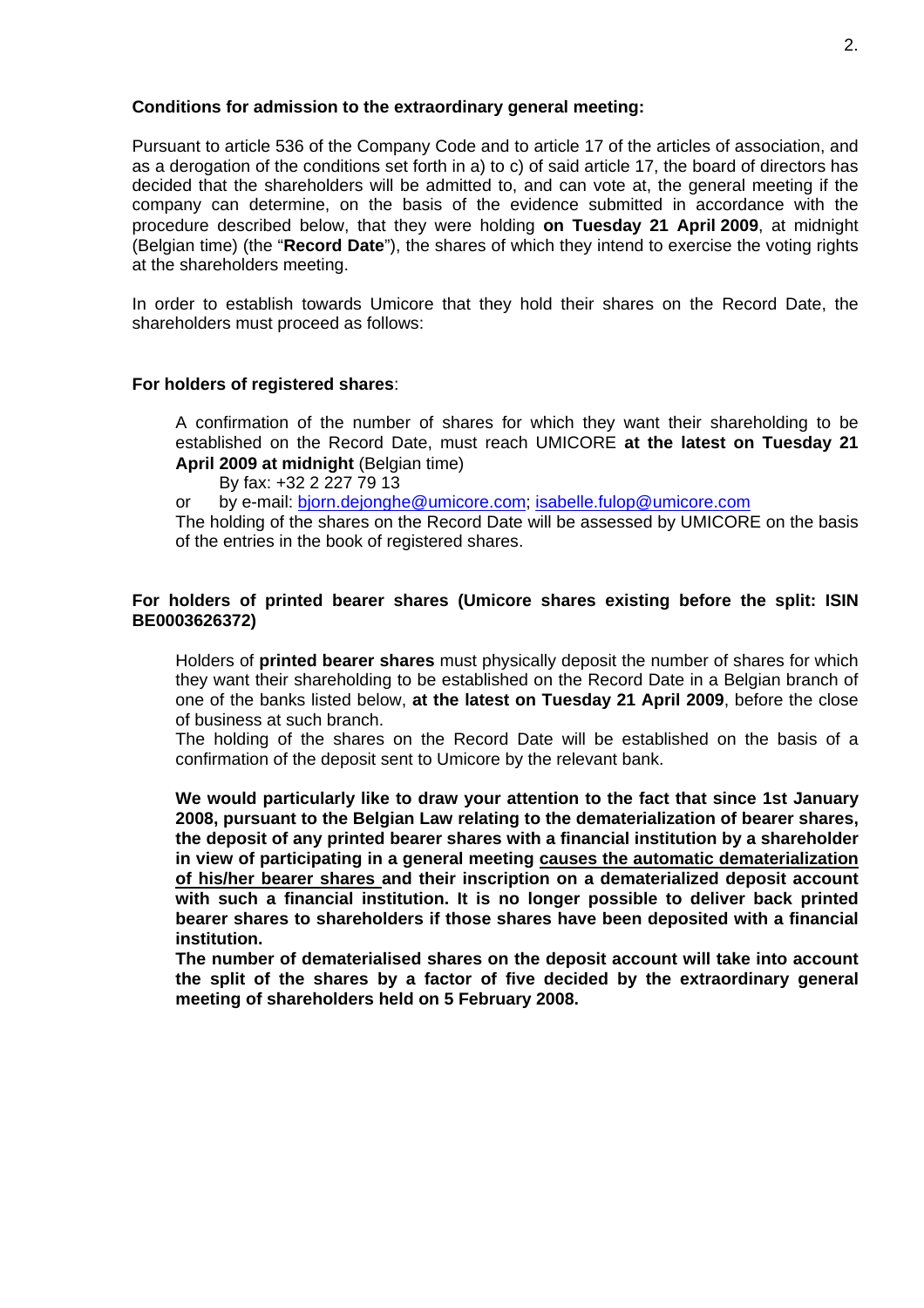**Conditions for admission to the extraordinary general meeting:**

Pursuant to article 536 of the Company Code and to article 17 of the articles of association, and as a derogation of the conditions set forth in a) to c) of said article 17, the board of directors has decided that the shareholders will be admitted to, and can vote at, the general meeting if the company can determine, on the basis of the evidence submitted in accordance with the procedure described below, that they were holding **on Tuesday 21 April 2009**, at midnight (Belgian time) (the "**Record Date**"), the shares of which they intend to exercise the voting rights at the shareholders meeting.

In order to establish towards Umicore that they hold their shares on the Record Date, the shareholders must proceed as follows:

**For holders of registered shares**:

A confirmation of the number of shares for which they want their shareholding to be established on the Record Date, must reach UMICORE **at the latest on Tuesday 21 April 2009 at midnight** (Belgian time)

By fax: +32 2 227 79 13

or by e-mail: bjorn.dejonghe@umicore.com; isabelle.fulop@umicore.com

The holding of the shares on the Record Date will be assessed by UMICORE on the basis of the entries in the book of registered shares.

**For holders of printed bearer shares (Umicore shares existing before the split: ISIN BE0003626372)**

Holders of **printed bearer shares** must physically deposit the number of shares for which they want their shareholding to be established on the Record Date in a Belgian branch of one of the banks listed below, **at the latest on Tuesday 21 April 2009**, before the close of business at such branch.

The holding of the shares on the Record Date will be established on the basis of a confirmation of the deposit sent to Umicore by the relevant bank.

**We would particularly like to draw your attention to the fact that since 1st January 2008, pursuant to the Belgian Law relating to the dematerialization of bearer shares, the deposit of any printed bearer shares with a financial institution by a shareholder in view of participating in a general meeting causes the automatic dematerialization of his/her bearer shares and their inscription on a dematerialized deposit account with such a financial institution. It is no longer possible to deliver back printed bearer shares to shareholders if those shares have been deposited with a financial institution.**

**The number of dematerialised shares on the deposit account will take into account the split of the shares by a factor of five decided by the extraordinary general meeting of shareholders held on 5 February 2008.**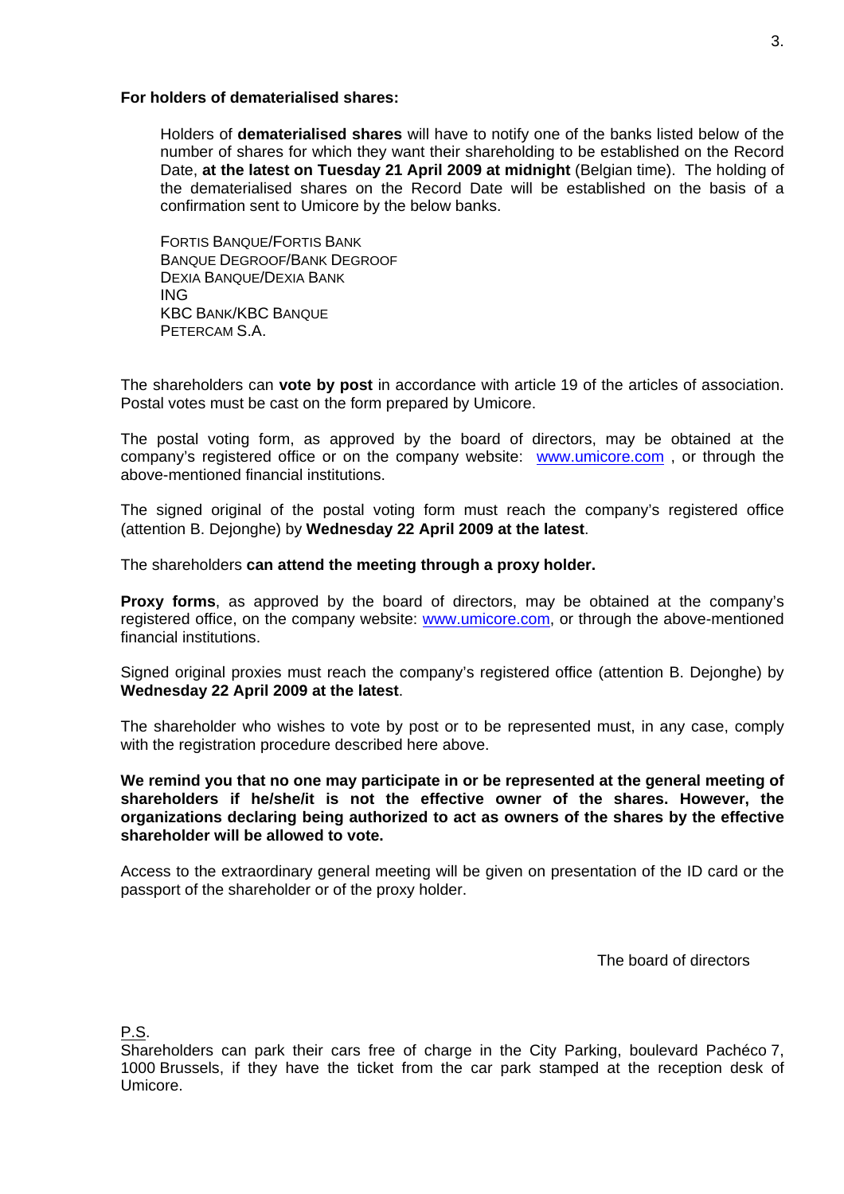**For holders of dematerialised shares:**

Holders of **dematerialised shares** will have to notify one of the banks listed below of the number of shares for which they want their shareholding to be established on the Record Date, **at the latest on Tuesday 21 April 2009 at midnight** (Belgian time). The holding of the dematerialised shares on the Record Date will be established on the basis of a confirmation sent to Umicore by the below banks.

FORTIS BANQUE/FORTIS BANK
BANQUE DEGROOF/BANK DEGROOF
DEXIA BANQUE/DEXIA BANK
ING
KBC BANK/KBC BANQUE
PETERCAM S.A.

The shareholders can **vote by post** in accordance with article 19 of the articles of association. Postal votes must be cast on the form prepared by Umicore.

The postal voting form, as approved by the board of directors, may be obtained at the company's registered office or on the company website: www.umicore.com , or through the above-mentioned financial institutions.

The signed original of the postal voting form must reach the company's registered office (attention B. Dejonghe) by **Wednesday 22 April 2009 at the latest**.

The shareholders **can attend the meeting through a proxy holder.**

**Proxy forms**, as approved by the board of directors, may be obtained at the company's registered office, on the company website: www.umicore.com, or through the above-mentioned financial institutions.

Signed original proxies must reach the company's registered office (attention B. Dejonghe) by **Wednesday 22 April 2009 at the latest**.

The shareholder who wishes to vote by post or to be represented must, in any case, comply with the registration procedure described here above.

**We remind you that no one may participate in or be represented at the general meeting of shareholders if he/she/it is not the effective owner of the shares. However, the organizations declaring being authorized to act as owners of the shares by the effective shareholder will be allowed to vote.**

Access to the extraordinary general meeting will be given on presentation of the ID card or the passport of the shareholder or of the proxy holder.

The board of directors

P.S.
Shareholders can park their cars free of charge in the City Parking, boulevard Pachéco 7, 1000 Brussels, if they have the ticket from the car park stamped at the reception desk of Umicore.